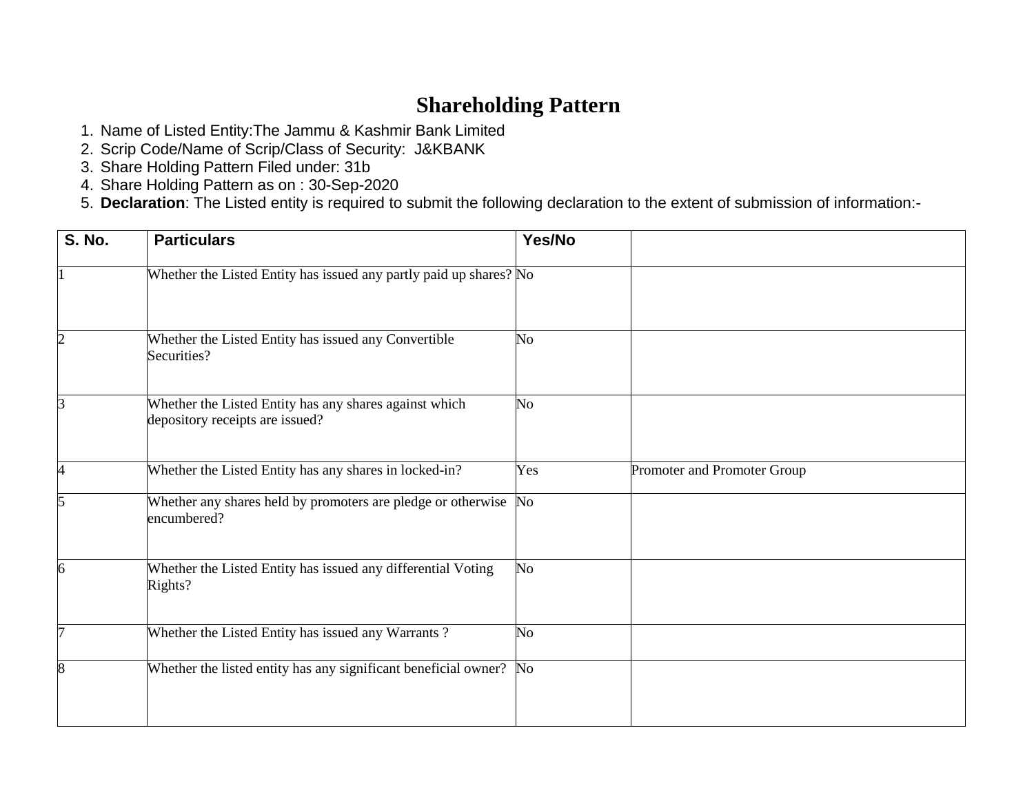# Shareholding Pattern

1. Name of Listed Entity:The Jammu & Kashmir Bank Limited
2. Scrip Code/Name of Scrip/Class of Security: J&KBANK
3. Share Holding Pattern Filed under: 31b
4. Share Holding Pattern as on : 30-Sep-2020
5. **Declaration**: The Listed entity is required to submit the following declaration to the extent of submission of information:-

| S. No. | Particulars | Yes/No | |
|---|---|---|---|
| 1 | Whether the Listed Entity has issued any partly paid up shares? | No | |
| 2 | Whether the Listed Entity has issued any Convertible Securities? | No | |
| 3 | Whether the Listed Entity has any shares against which depository receipts are issued? | No | |
| 4 | Whether the Listed Entity has any shares in locked-in? | Yes | Promoter and Promoter Group |
| 5 | Whether any shares held by promoters are pledge or otherwise encumbered? | No | |
| 6 | Whether the Listed Entity has issued any differential Voting Rights? | No | |
| 7 | Whether the Listed Entity has issued any Warrants ? | No | |
| 8 | Whether the listed entity has any significant beneficial owner? | No | |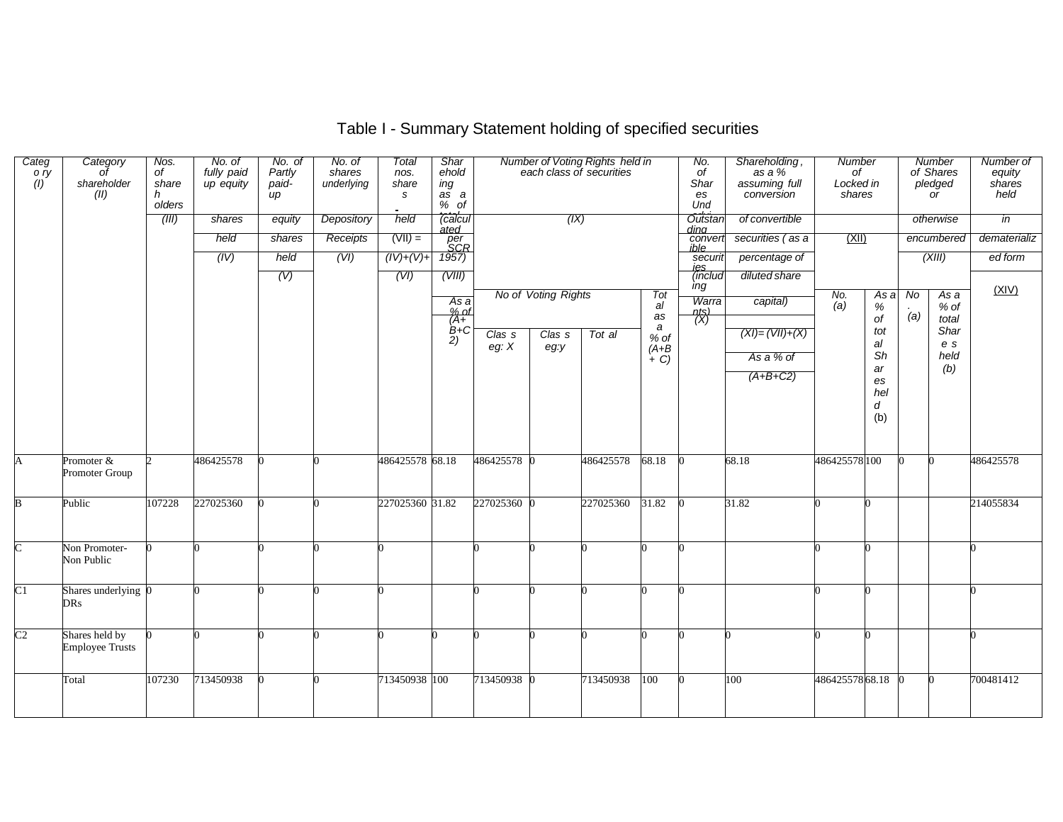# Table I - Summary Statement holding of specified securities

| Category (I) | Category of shareholder (II) | Nos. of shareholders (III) | No. of fully paid up equity shares held (IV) | No. of Partly paid-up equity shares held (V) | No. of shares underlying Depository Receipts (VI) | Total nos. shares held (VII) = (IV)+(V)+ (VI) | Shareholding as a % of total no. of shares (calculated as per SCRR, 1957) (VIII) As a % of (A+B+C2) | Number of Voting Rights held in each class of securities (IX) | | | | No. of Shares Underlying Outstanding convertible securities (including Warrants) (X) | Shareholding , as a % assuming full conversion of convertible securities ( as a percentage of diluted share capital) (XI)= (VII)+(X) As a % of (A+B+C2) | Number of Locked in shares (XII) | | Number of Shares pledged or otherwise encumbered (XIII) | | Number of equity shares held in dematerialized form (XIV) |
|---|---|---|---|---|---|---|---|---|---|---|---|---|---|---|---|---|---|---|
| | | | | | | | | No of Voting Rights | | | Total as a % of (A+B+ C) | | | No. (a) | As a % of total Shares held (b) | No. (a) | As a % of total Shares held (b) | |
| | | | | | | | | Class eg: X | Class eg:y | Total | | | | | | | | |
| A | Promoter & Promoter Group | 2 | 486425578 | 0 | 0 | 486425578 | 68.18 | 486425578 | 0 | 486425578 | 68.18 | 0 | 68.18 | 486425578 | 100 | 0 | 0 | 486425578 |
| B | Public | 107228 | 227025360 | 0 | 0 | 227025360 | 31.82 | 227025360 | 0 | 227025360 | 31.82 | 0 | 31.82 | 0 | 0 | | | 214055834 |
| C | Non Promoter- Non Public | 0 | 0 | 0 | 0 | 0 | | 0 | 0 | 0 | 0 | 0 | | 0 | 0 | | | 0 |
| C1 | Shares underlying DRs | 0 | 0 | 0 | 0 | 0 | | 0 | 0 | 0 | 0 | 0 | | 0 | 0 | | | 0 |
| C2 | Shares held by Employee Trusts | 0 | 0 | 0 | 0 | 0 | 0 | 0 | 0 | 0 | 0 | 0 | 0 | 0 | 0 | | | 0 |
| | Total | 107230 | 713450938 | 0 | 0 | 713450938 | 100 | 713450938 | 0 | 713450938 | 100 | 0 | 100 | 486425578 | 68.18 | 0 | 0 | 700481412 |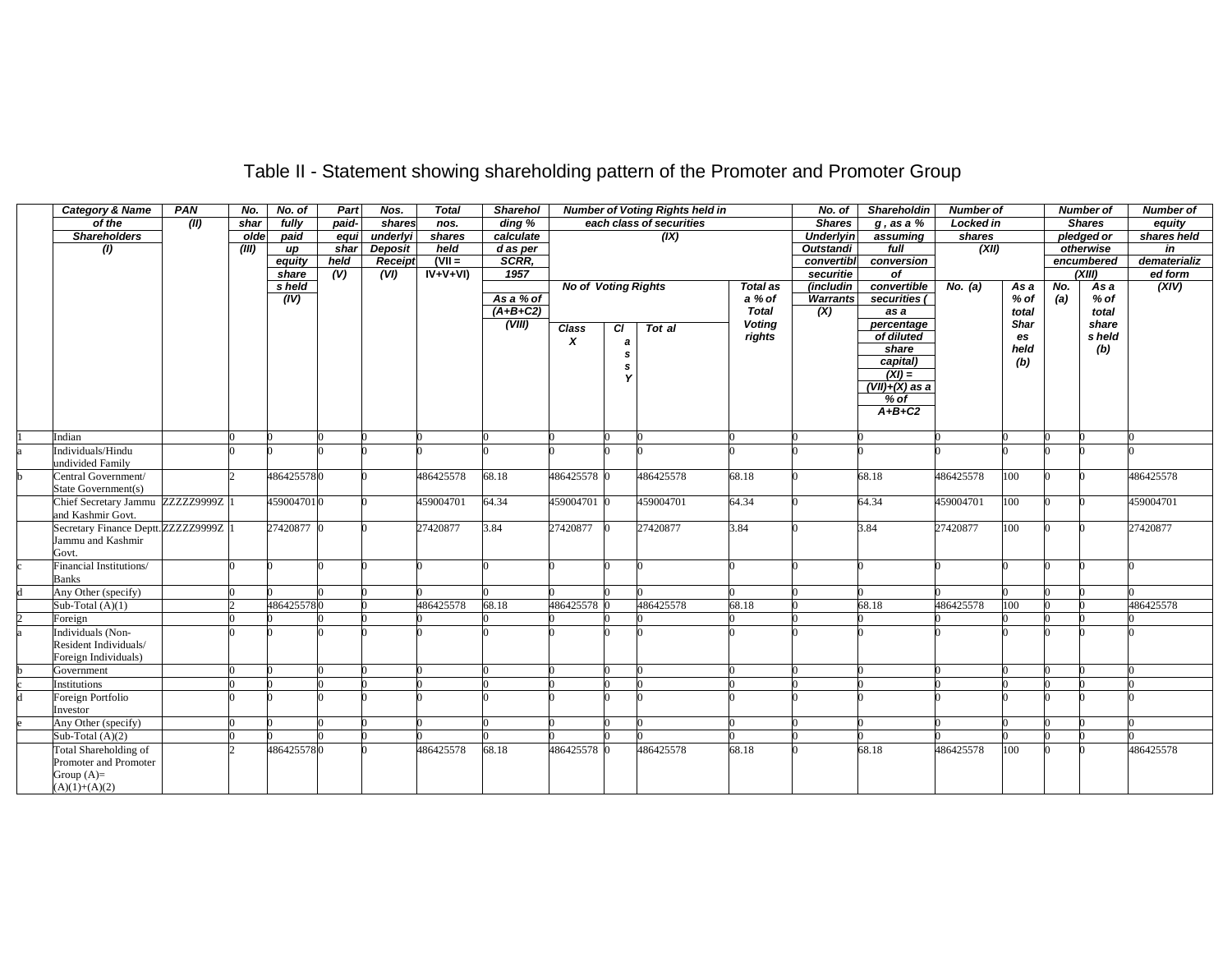# Table II - Statement showing shareholding pattern of the Promoter and Promoter Group

| | Category & Name of the Shareholders (I) | PAN (II) | No. shareholder (III) | No. of fully paid up equity shares held (IV) | Partly paid-up equity shares held (V) | Nos. shares underlying Depository Receipts (VI) | Total nos. shares held (VII = IV+V+VI) | Shareholding % calculated as per SCRR, 1957 As a % of (A+B+C2) (VIII) | Number of Voting Rights held in each class of securities (IX) | | | | No. of Shares Underlying Outstanding convertible securities (including Warrants) (X) | Shareholding , as a % assuming full conversion of convertible securities ( as a percentage of diluted share capital) (XI) = (VII)+(X) as a % of A+B+C2 | Number of Locked in shares (XII) | | Number of Shares pledged or otherwise encumbered (XIII) | | Number of equity shares held in dematerialized form (XIV) |
|---|---|---|---|---|---|---|---|---|---|---|---|---|---|---|---|---|---|---|---|
| | | | | | | | | | No of Voting Rights | | | Total as a % of Total Voting rights | | | No. (a) | As a % of total Shares held (b) | No. (a) | As a % of total share s held (b) | |
| | | | | | | | | | Class X | Class Y | Tot al | | | | | | | | |
| 1 | Indian | | 0 | 0 | 0 | 0 | 0 | 0 | 0 | 0 | 0 | 0 | 0 | 0 | 0 | 0 | 0 | 0 | 0 |
| a | Individuals/Hindu undivided Family | | 0 | 0 | 0 | 0 | 0 | 0 | 0 | 0 | 0 | 0 | 0 | 0 | 0 | 0 | 0 | 0 | 0 |
| b | Central Government/ State Government(s) | | 2 | 486425578 | 0 | 0 | 486425578 | 68.18 | 486425578 | 0 | 486425578 | 68.18 | 0 | 68.18 | 486425578 | 100 | 0 | 0 | 486425578 |
| | Chief Secretary Jammu and Kashmir Govt. | ZZZZZ9999Z | 1 | 459004701 | 0 | 0 | 459004701 | 64.34 | 459004701 | 0 | 459004701 | 64.34 | 0 | 64.34 | 459004701 | 100 | 0 | 0 | 459004701 |
| | Secretary Finance Deptt. Jammu and Kashmir Govt. | ZZZZZ9999Z | 1 | 27420877 | 0 | 0 | 27420877 | 3.84 | 27420877 | 0 | 27420877 | 3.84 | 0 | 3.84 | 27420877 | 100 | 0 | 0 | 27420877 |
| c | Financial Institutions/ Banks | | 0 | 0 | 0 | 0 | 0 | 0 | 0 | 0 | 0 | 0 | 0 | 0 | 0 | 0 | 0 | 0 | 0 |
| d | Any Other (specify) | | 0 | 0 | 0 | 0 | 0 | 0 | 0 | 0 | 0 | 0 | 0 | 0 | 0 | 0 | 0 | 0 | 0 |
| | Sub-Total (A)(1) | | 2 | 486425578 | 0 | 0 | 486425578 | 68.18 | 486425578 | 0 | 486425578 | 68.18 | 0 | 68.18 | 486425578 | 100 | 0 | 0 | 486425578 |
| 2 | Foreign | | 0 | 0 | 0 | 0 | 0 | 0 | 0 | 0 | 0 | 0 | 0 | 0 | 0 | 0 | 0 | 0 | 0 |
| a | Individuals (Non-Resident Individuals/ Foreign Individuals) | | 0 | 0 | 0 | 0 | 0 | 0 | 0 | 0 | 0 | 0 | 0 | 0 | 0 | 0 | 0 | 0 | 0 |
| b | Government | | 0 | 0 | 0 | 0 | 0 | 0 | 0 | 0 | 0 | 0 | 0 | 0 | 0 | 0 | 0 | 0 | 0 |
| c | Institutions | | 0 | 0 | 0 | 0 | 0 | 0 | 0 | 0 | 0 | 0 | 0 | 0 | 0 | 0 | 0 | 0 | 0 |
| d | Foreign Portfolio Investor | | 0 | 0 | 0 | 0 | 0 | 0 | 0 | 0 | 0 | 0 | 0 | 0 | 0 | 0 | 0 | 0 | 0 |
| e | Any Other (specify) | | 0 | 0 | 0 | 0 | 0 | 0 | 0 | 0 | 0 | 0 | 0 | 0 | 0 | 0 | 0 | 0 | 0 |
| | Sub-Total (A)(2) | | 0 | 0 | 0 | 0 | 0 | 0 | 0 | 0 | 0 | 0 | 0 | 0 | 0 | 0 | 0 | 0 | 0 |
| | Total Shareholding of Promoter and Promoter Group (A)= (A)(1)+(A)(2) | | 2 | 486425578 | 0 | 0 | 486425578 | 68.18 | 486425578 | 0 | 486425578 | 68.18 | 0 | 68.18 | 486425578 | 100 | 0 | 0 | 486425578 |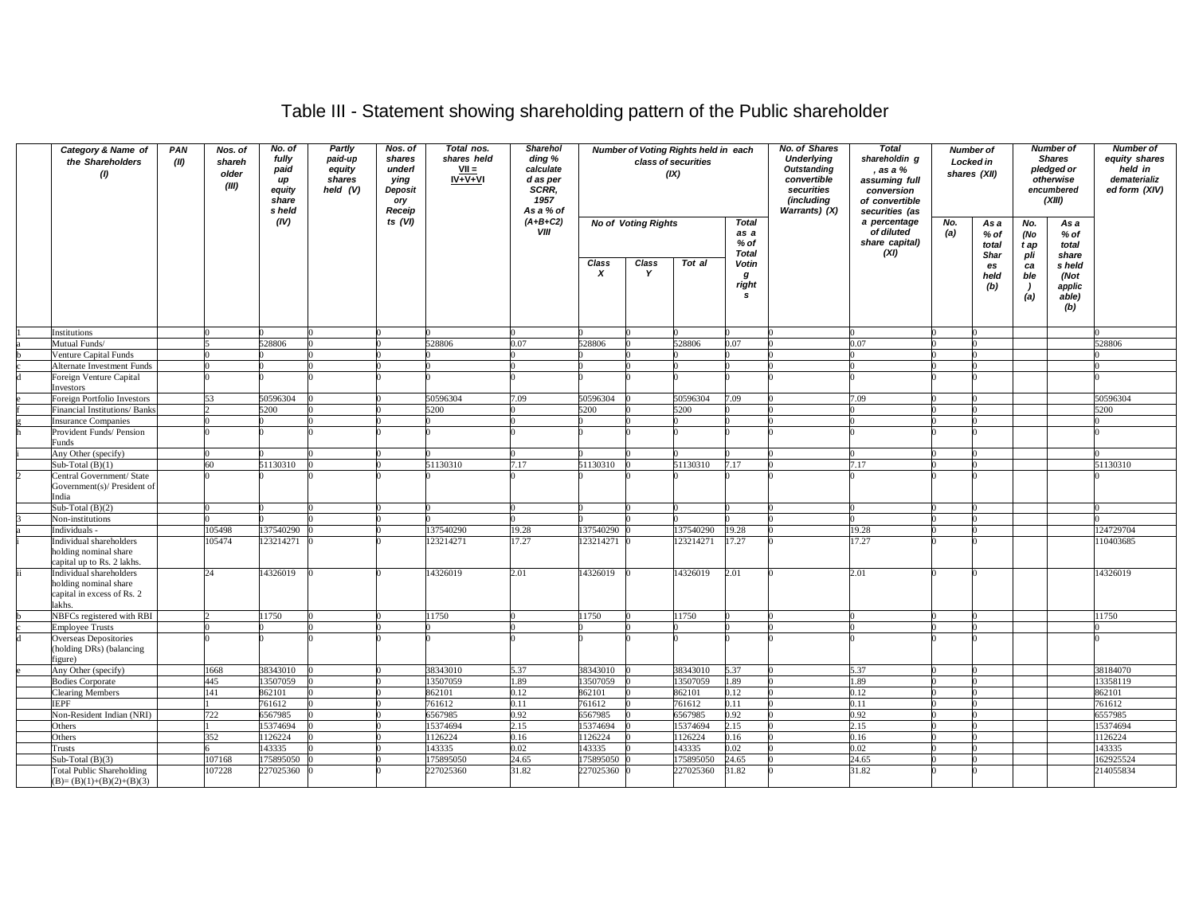# Table III - Statement showing shareholding pattern of the Public shareholder

| | Category & Name of the Shareholders (I) | PAN (II) | Nos. of shareholder (III) | No. of fully paid up equity shares held (IV) | Partly paid-up equity shares held (V) | Nos. of shares underlying Depository Receipts (VI) | Total nos. shares held VII = IV+V+VI | Shareholding % calculated as per SCRR, 1957 As a % of (A+B+C2) VIII | Number of Voting Rights held in each class of securities (IX) | | | | No. of Shares Underlying Outstanding convertible securities (including Warrants) (X) | Total shareholding , as a % assuming full conversion of convertible securities (as a percentage of diluted share capital) (XI) | Number of Locked in shares (XII) | | Number of Shares pledged or otherwise encumbered (XIII) | | Number of equity shares held in dematerialized form (XIV) |
|---|---|---|---|---|---|---|---|---|---|---|---|---|---|---|---|---|---|---|---|
| | | | | | | | | | No of Voting Rights | | | Total as a % of Total Voting rights | | | No. (a) | As a % of total Shares held (b) | No. (Not applicable) (a) | As a % of total shares held (Not applicable) (b) | |
| | | | | | | | | | Class X | Class Y | Tot al | | | | | | | | |
| 1 | Institutions | | 0 | 0 | 0 | 0 | 0 | 0 | 0 | 0 | 0 | 0 | 0 | 0 | 0 | 0 | | | 0 |
| a | Mutual Funds/ | | 5 | 528806 | 0 | 0 | 528806 | 0.07 | 528806 | 0 | 528806 | 0.07 | 0 | 0.07 | 0 | 0 | | | 528806 |
| b | Venture Capital Funds | | 0 | 0 | 0 | 0 | 0 | 0 | 0 | 0 | 0 | 0 | 0 | 0 | 0 | 0 | | | 0 |
| c | Alternate Investment Funds | | 0 | 0 | 0 | 0 | 0 | 0 | 0 | 0 | 0 | 0 | 0 | 0 | 0 | 0 | | | 0 |
| d | Foreign Venture Capital Investors | | 0 | 0 | 0 | 0 | 0 | 0 | 0 | 0 | 0 | 0 | 0 | 0 | 0 | 0 | | | 0 |
| e | Foreign Portfolio Investors | | 53 | 50596304 | 0 | 0 | 50596304 | 7.09 | 50596304 | 0 | 50596304 | 7.09 | 0 | 7.09 | 0 | 0 | | | 50596304 |
| f | Financial Institutions/ Banks | | 2 | 5200 | 0 | 0 | 5200 | 0 | 5200 | 0 | 5200 | 0 | 0 | 0 | 0 | 0 | | | 5200 |
| g | Insurance Companies | | 0 | 0 | 0 | 0 | 0 | 0 | 0 | 0 | 0 | 0 | 0 | 0 | 0 | 0 | | | 0 |
| h | Provident Funds/ Pension Funds | | 0 | 0 | 0 | 0 | 0 | 0 | 0 | 0 | 0 | 0 | 0 | 0 | 0 | 0 | | | 0 |
| i | Any Other (specify) | | 0 | 0 | 0 | 0 | 0 | 0 | 0 | 0 | 0 | 0 | 0 | 0 | 0 | 0 | | | 0 |
| | Sub-Total (B)(1) | | 60 | 51130310 | 0 | 0 | 51130310 | 7.17 | 51130310 | 0 | 51130310 | 7.17 | 0 | 7.17 | 0 | 0 | | | 51130310 |
| 2 | Central Government/ State Government(s)/ President of India | | 0 | 0 | 0 | 0 | 0 | 0 | 0 | 0 | 0 | 0 | 0 | 0 | 0 | 0 | | | 0 |
| | Sub-Total (B)(2) | | 0 | 0 | 0 | 0 | 0 | 0 | 0 | 0 | 0 | 0 | 0 | 0 | 0 | 0 | | | 0 |
| 3 | Non-institutions | | 0 | 0 | 0 | 0 | 0 | 0 | 0 | 0 | 0 | 0 | 0 | 0 | 0 | 0 | | | 0 |
| a | Individuals - | | 105498 | 137540290 | 0 | 0 | 137540290 | 19.28 | 137540290 | 0 | 137540290 | 19.28 | 0 | 19.28 | 0 | 0 | | | 124729704 |
| i | Individual shareholders holding nominal share capital up to Rs. 2 lakhs. | | 105474 | 123214271 | 0 | 0 | 123214271 | 17.27 | 123214271 | 0 | 123214271 | 17.27 | 0 | 17.27 | 0 | 0 | | | 110403685 |
| ii | Individual shareholders holding nominal share capital in excess of Rs. 2 lakhs. | | 24 | 14326019 | 0 | 0 | 14326019 | 2.01 | 14326019 | 0 | 14326019 | 2.01 | 0 | 2.01 | 0 | 0 | | | 14326019 |
| b | NBFCs registered with RBI | | 2 | 11750 | 0 | 0 | 11750 | 0 | 11750 | 0 | 11750 | 0 | 0 | 0 | 0 | 0 | | | 11750 |
| c | Employee Trusts | | 0 | 0 | 0 | 0 | 0 | 0 | 0 | 0 | 0 | 0 | 0 | 0 | 0 | 0 | | | 0 |
| d | Overseas Depositories (holding DRs) (balancing figure) | | 0 | 0 | 0 | 0 | 0 | 0 | 0 | 0 | 0 | 0 | 0 | 0 | 0 | 0 | | | 0 |
| e | Any Other (specify) | | 1668 | 38343010 | 0 | 0 | 38343010 | 5.37 | 38343010 | 0 | 38343010 | 5.37 | 0 | 5.37 | 0 | 0 | | | 38184070 |
| | Bodies Corporate | | 445 | 13507059 | 0 | 0 | 13507059 | 1.89 | 13507059 | 0 | 13507059 | 1.89 | 0 | 1.89 | 0 | 0 | | | 13358119 |
| | Clearing Members | | 141 | 862101 | 0 | 0 | 862101 | 0.12 | 862101 | 0 | 862101 | 0.12 | 0 | 0.12 | 0 | 0 | | | 862101 |
| | IEPF | | 1 | 761612 | 0 | 0 | 761612 | 0.11 | 761612 | 0 | 761612 | 0.11 | 0 | 0.11 | 0 | 0 | | | 761612 |
| | Non-Resident Indian (NRI) | | 722 | 6567985 | 0 | 0 | 6567985 | 0.92 | 6567985 | 0 | 6567985 | 0.92 | 0 | 0.92 | 0 | 0 | | | 6557985 |
| | Others | | 1 | 15374694 | 0 | 0 | 15374694 | 2.15 | 15374694 | 0 | 15374694 | 2.15 | 0 | 2.15 | 0 | 0 | | | 15374694 |
| | Others | | 352 | 1126224 | 0 | 0 | 1126224 | 0.16 | 1126224 | 0 | 1126224 | 0.16 | 0 | 0.16 | 0 | 0 | | | 1126224 |
| | Trusts | | 6 | 143335 | 0 | 0 | 143335 | 0.02 | 143335 | 0 | 143335 | 0.02 | 0 | 0.02 | 0 | 0 | | | 143335 |
| | Sub-Total (B)(3) | | 107168 | 175895050 | 0 | 0 | 175895050 | 24.65 | 175895050 | 0 | 175895050 | 24.65 | 0 | 24.65 | 0 | 0 | | | 162925524 |
| | Total Public Shareholding (B)= (B)(1)+(B)(2)+(B)(3) | | 107228 | 227025360 | 0 | 0 | 227025360 | 31.82 | 227025360 | 0 | 227025360 | 31.82 | 0 | 31.82 | 0 | 0 | | | 214055834 |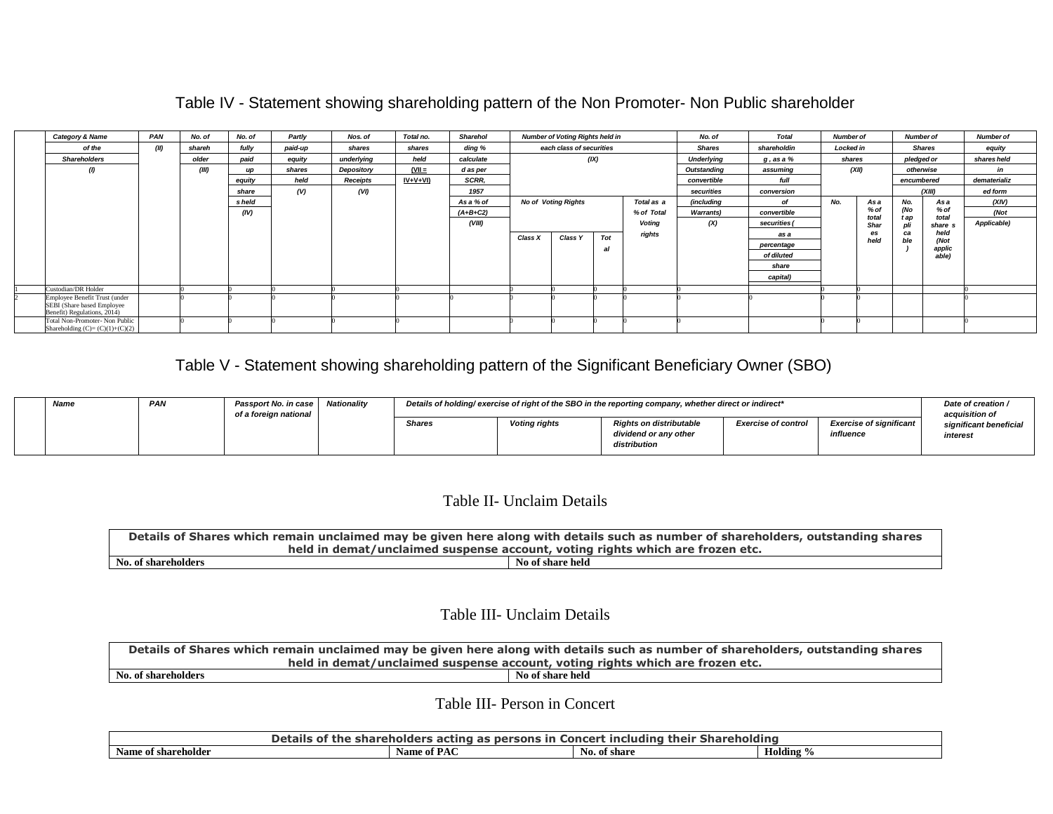## Table IV - Statement showing shareholding pattern of the Non Promoter- Non Public shareholder

| | Category & Name of the Shareholders (I) | PAN (II) | No. of shareholder (III) | No. of fully paid up equity shares held (IV) | Partly paid-up equity shares held (V) | Nos. of shares underlying Depository Receipts (VI) | Total no. shares held (VII = IV+V+VI) | Shareholding % calculated as per SCRR, 1957 As a % of (A+B+C2) (VIII) | Number of Voting Rights held in each class of securities (IX) | | | | No. of Shares Underlying Outstanding convertible securities (including Warrants) (X) | Total shareholding , as a % assuming full conversion of convertible securities ( as a percentage of diluted share capital) | Number of Locked in shares (XII) | | Number of Shares pledged or otherwise encumbered (XIII) | | Number of equity shares held in dematerialized form (XIV) (Not Applicable) |
|---|---|---|---|---|---|---|---|---|---|---|---|---|---|---|---|---|---|---|---|
| | | | | | | | | | No of Voting Rights | | | Total as a % of Total Voting rights | | | No. | As a % of total Shares held | No. (Not applicable) | As a % of total share s held (Not applicable) | |
| | | | | | | | | | Class X | Class Y | Total | | | | | | | | |
| 1 | Custodian/DR Holder | | 0 | 0 | 0 | 0 | 0 | | 0 | 0 | 0 | 0 | 0 | | 0 | 0 | | | 0 |
| 2 | Employee Benefit Trust (under SEBI (Share based Employee Benefit) Regulations, 2014) | | 0 | 0 | 0 | 0 | 0 | 0 | 0 | 0 | 0 | 0 | 0 | 0 | 0 | 0 | | | 0 |
| | Total Non-Promoter- Non Public Shareholding (C)= (C)(1)+(C)(2) | | 0 | 0 | 0 | 0 | 0 | | 0 | 0 | 0 | 0 | 0 | | 0 | 0 | | | 0 |

## Table V - Statement showing shareholding pattern of the Significant Beneficiary Owner (SBO)

| | Name | PAN | Passport No. in case of a foreign national | Nationality | Details of holding/ exercise of right of the SBO in the reporting company, whether direct or indirect* | | | | | Date of creation / acquisition of significant beneficial interest |
|---|---|---|---|---|---|---|---|---|---|---|
| | | | | | Shares | Voting rights | Rights on distributable dividend or any other distribution | Exercise of control | Exercise of significant influence | |

## Table II- Unclaim Details

| Details of Shares which remain unclaimed may be given here along with details such as number of shareholders, outstanding shares held in demat/unclaimed suspense account, voting rights which are frozen etc. | |
|---|---|
| No. of shareholders | No of share held |

## Table III- Unclaim Details

| Details of Shares which remain unclaimed may be given here along with details such as number of shareholders, outstanding shares held in demat/unclaimed suspense account, voting rights which are frozen etc. | |
|---|---|
| No. of shareholders | No of share held |

## Table III- Person in Concert

| Details of the shareholders acting as persons in Concert including their Shareholding | | | |
|---|---|---|---|
| Name of shareholder | Name of PAC | No. of share | Holding % |